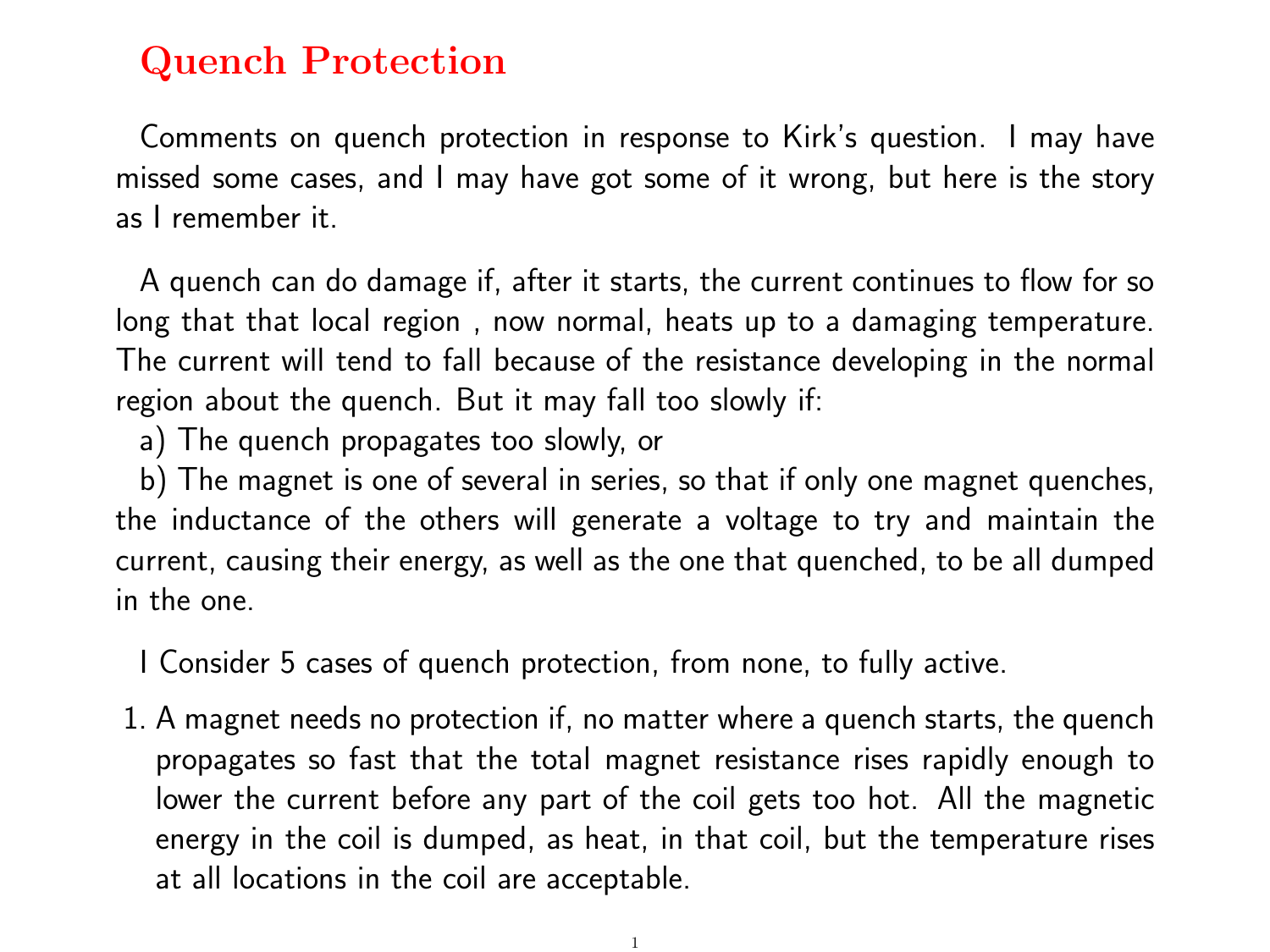# Quench Protection

Comments on quench protection in response to Kirk's question. I may have missed some cases, and I may have got some of it wrong, but here is the story as I remember it.

A quench can do damage if, after it starts, the current continues to flow for so long that that local region , now normal, heats up to a damaging temperature. The current will tend to fall because of the resistance developing in the normal region about the quench. But it may fall too slowly if:

a) The quench propagates too slowly, or

b) The magnet is one of several in series, so that if only one magnet quenches, the inductance of the others will generate a voltage to try and maintain the current, causing their energy, as well as the one that quenched, to be all dumped in the one.

I Consider 5 cases of quench protection, from none, to fully active.

1. A magnet needs no protection if, no matter where a quench starts, the quench propagates so fast that the total magnet resistance rises rapidly enough to lower the current before any part of the coil gets too hot. All the magnetic energy in the coil is dumped, as heat, in that coil, but the temperature rises at all locations in the coil are acceptable.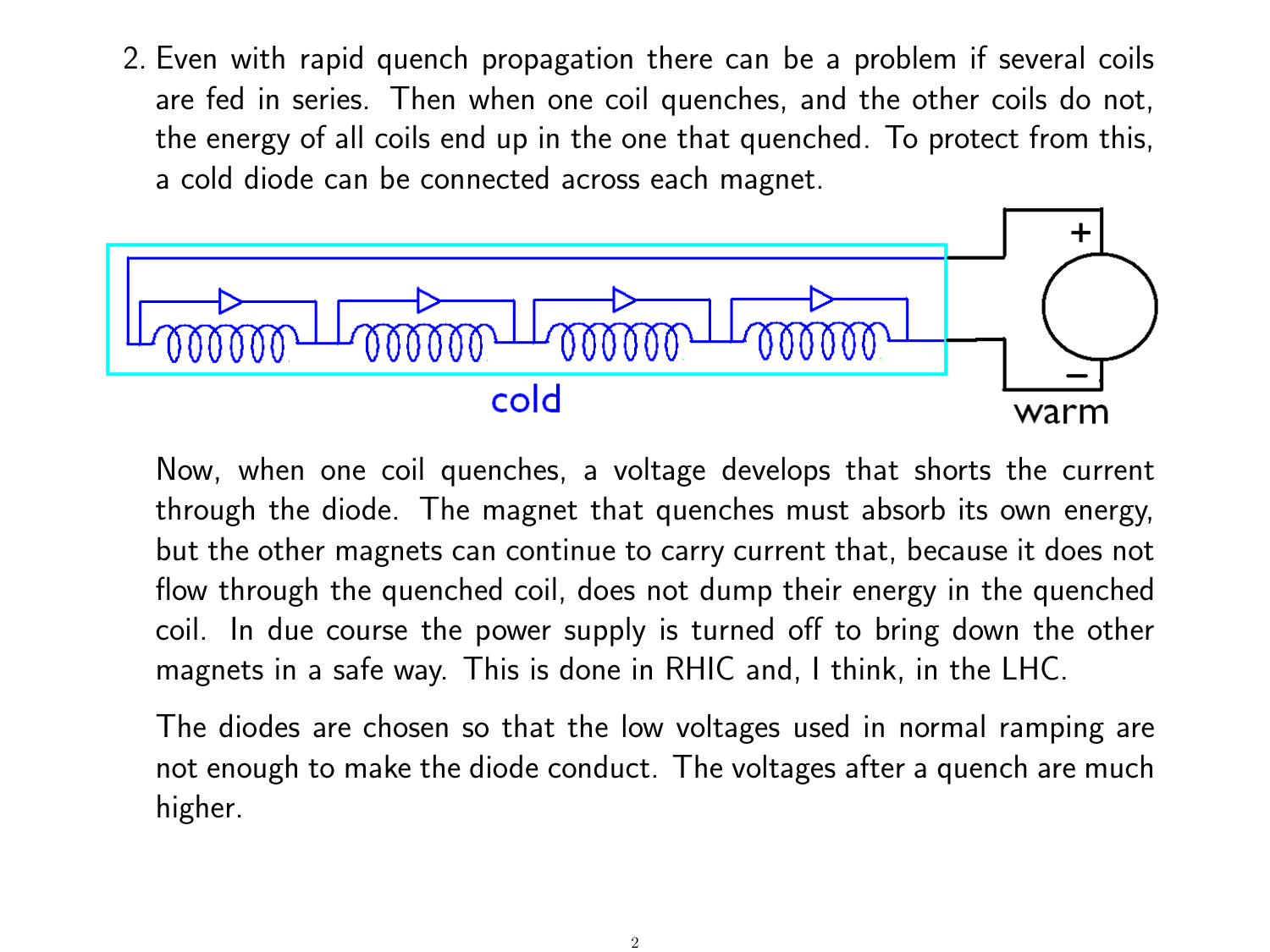2. Even with rapid quench propagation there can be a problem if several coils are fed in series. Then when one coil quenches, and the other coils do not, the energy of all coils end up in the one that quenched. To protect from this, a cold diode can be connected across each magnet.

   Now, when one coil quenches, a voltage develops that shorts the current through the diode. The magnet that quenches must absorb its own energy, but the other magnets can continue to carry current that, because it does not flow through the quenched coil, does not dump their energy in the quenched coil. In due course the power supply is turned off to bring down the other magnets in a safe way. This is done in RHIC and, I think, in the LHC.

   The diodes are chosen so that the low voltages used in normal ramping are not enough to make the diode conduct. The voltages after a quench are much higher.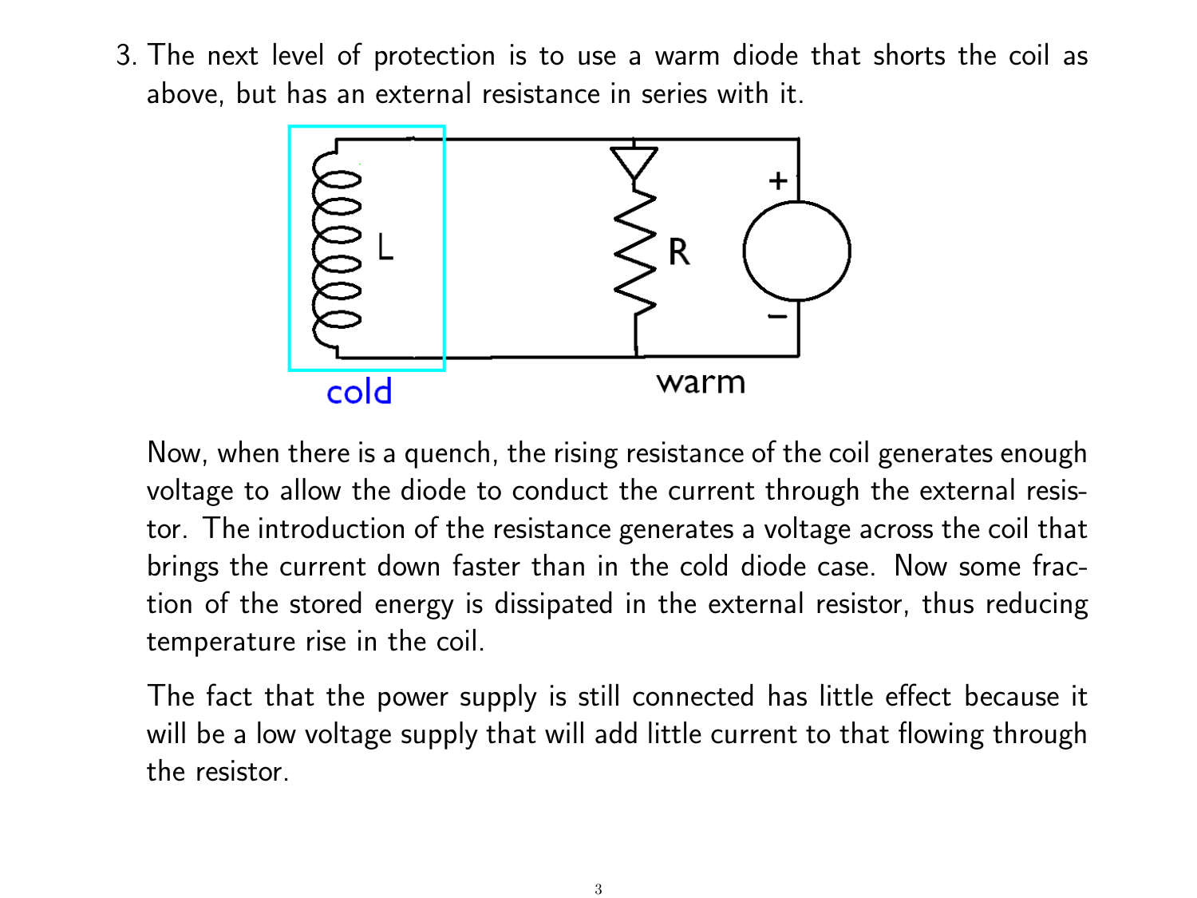3. The next level of protection is to use a warm diode that shorts the coil as above, but has an external resistance in series with it.

   Now, when there is a quench, the rising resistance of the coil generates enough voltage to allow the diode to conduct the current through the external resistor. The introduction of the resistance generates a voltage across the coil that brings the current down faster than in the cold diode case. Now some fraction of the stored energy is dissipated in the external resistor, thus reducing temperature rise in the coil.

   The fact that the power supply is still connected has little effect because it will be a low voltage supply that will add little current to that flowing through the resistor.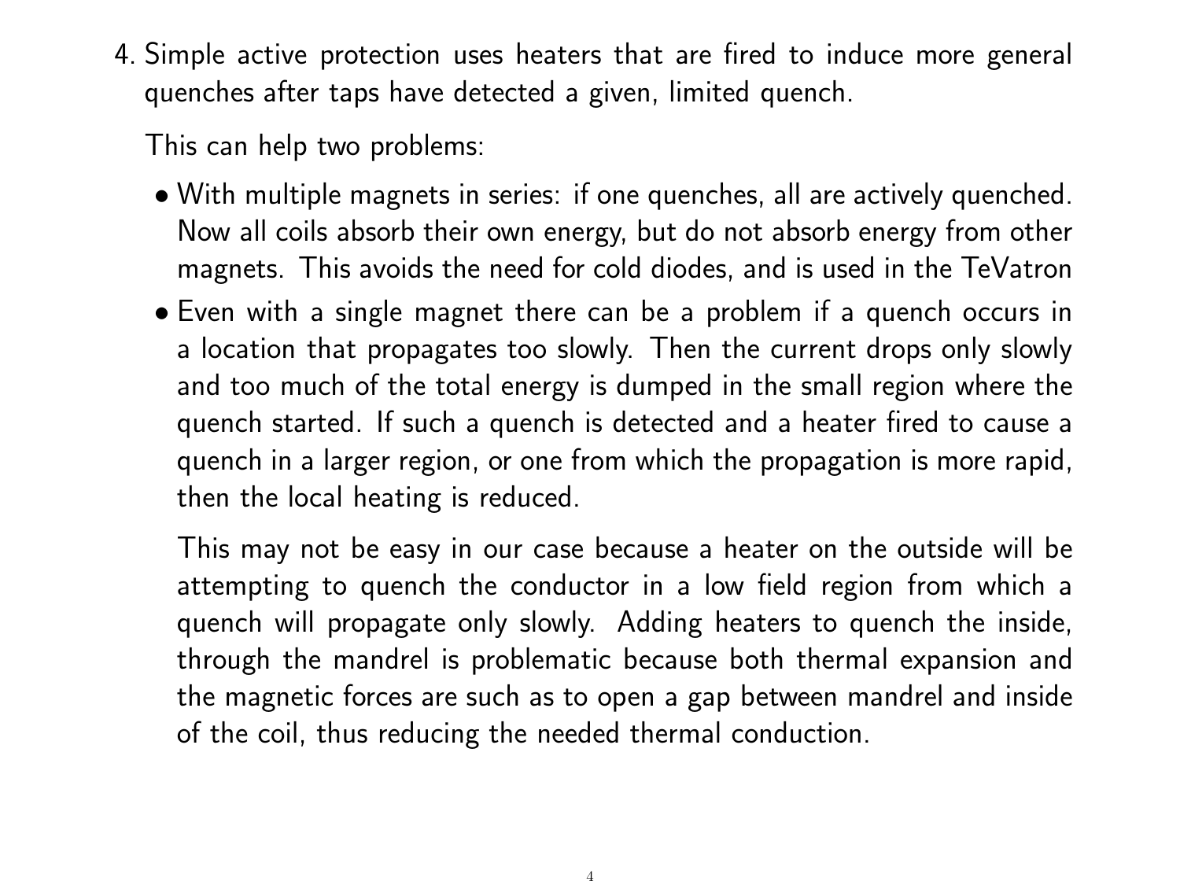4. Simple active protection uses heaters that are fired to induce more general quenches after taps have detected a given, limited quench.

   This can help two problems:

   - With multiple magnets in series: if one quenches, all are actively quenched. Now all coils absorb their own energy, but do not absorb energy from other magnets. This avoids the need for cold diodes, and is used in the TeVatron
   - Even with a single magnet there can be a problem if a quench occurs in a location that propagates too slowly. Then the current drops only slowly and too much of the total energy is dumped in the small region where the quench started. If such a quench is detected and a heater fired to cause a quench in a larger region, or one from which the propagation is more rapid, then the local heating is reduced.

     This may not be easy in our case because a heater on the outside will be attempting to quench the conductor in a low field region from which a quench will propagate only slowly. Adding heaters to quench the inside, through the mandrel is problematic because both thermal expansion and the magnetic forces are such as to open a gap between mandrel and inside of the coil, thus reducing the needed thermal conduction.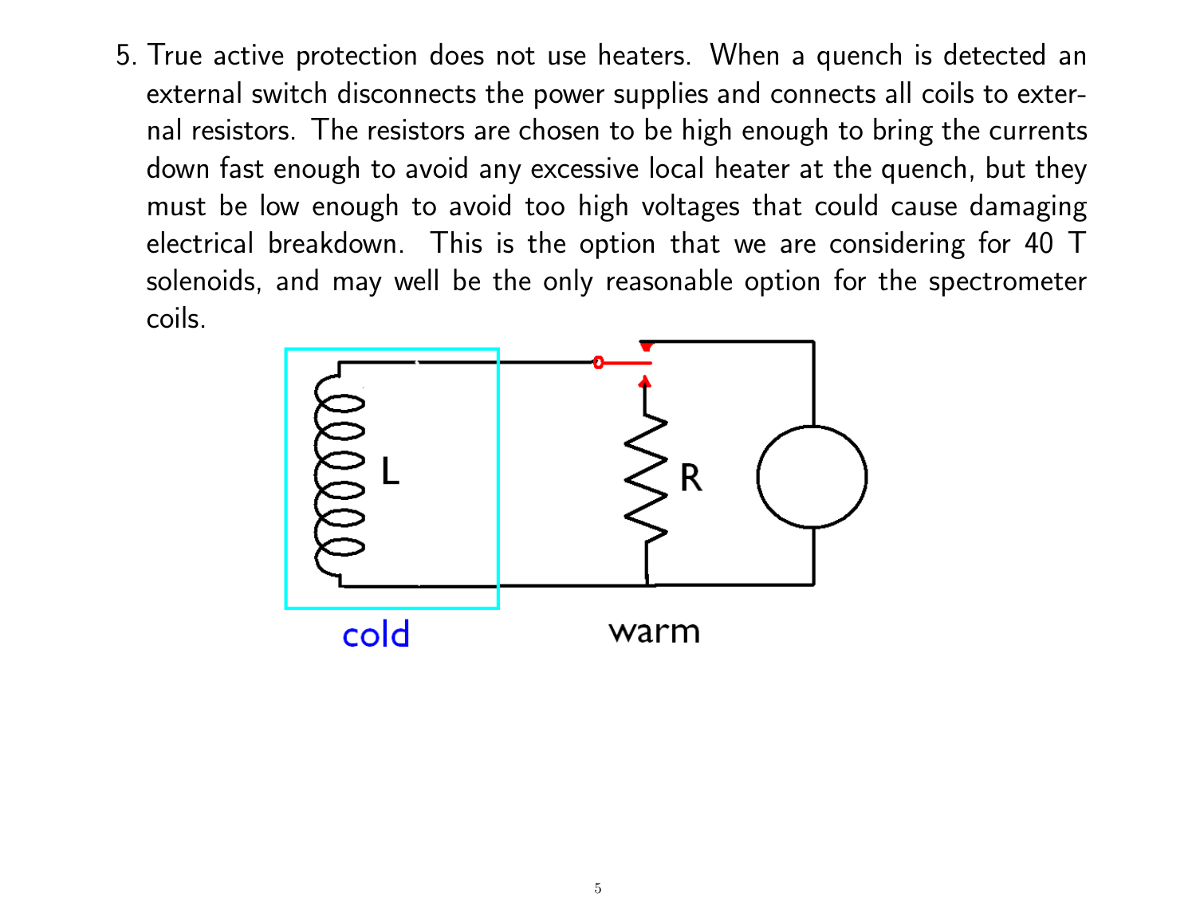5. True active protection does not use heaters. When a quench is detected an external switch disconnects the power supplies and connects all coils to external resistors. The resistors are chosen to be high enough to bring the currents down fast enough to avoid any excessive local heater at the quench, but they must be low enough to avoid too high voltages that could cause damaging electrical breakdown. This is the option that we are considering for 40 T solenoids, and may well be the only reasonable option for the spectrometer coils.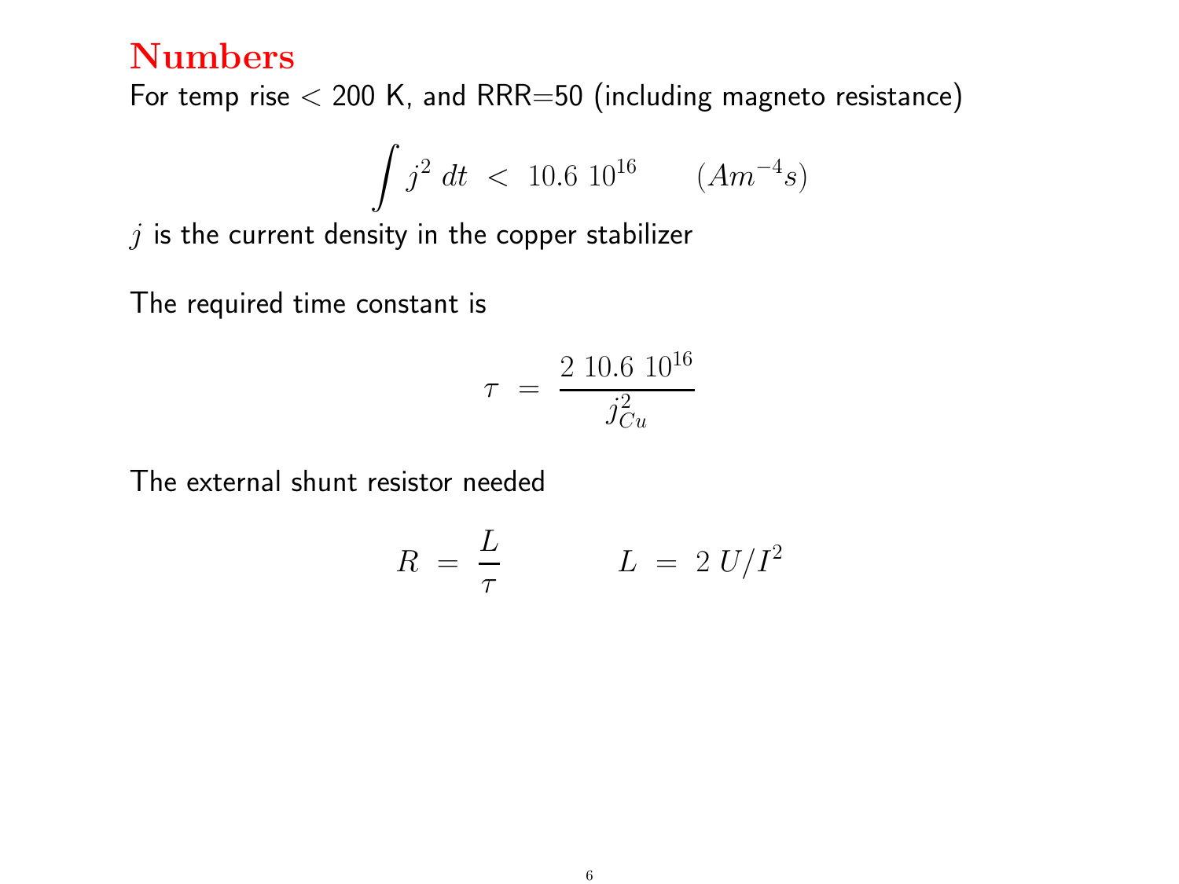# Numbers

For temp rise < 200 K, and RRR=50 (including magneto resistance)

$$\int j^2 \, dt \; < \; 10.6 \; 10^{16} \qquad (Am^{-4}s)$$

$j$ is the current density in the copper stabilizer

The required time constant is

$$\tau \; = \; \frac{2 \; 10.6 \; 10^{16}}{j_{Cu}^2}$$

The external shunt resistor needed

$$R \; = \; \frac{L}{\tau} \qquad\qquad L \; = \; 2 \, U/I^2$$